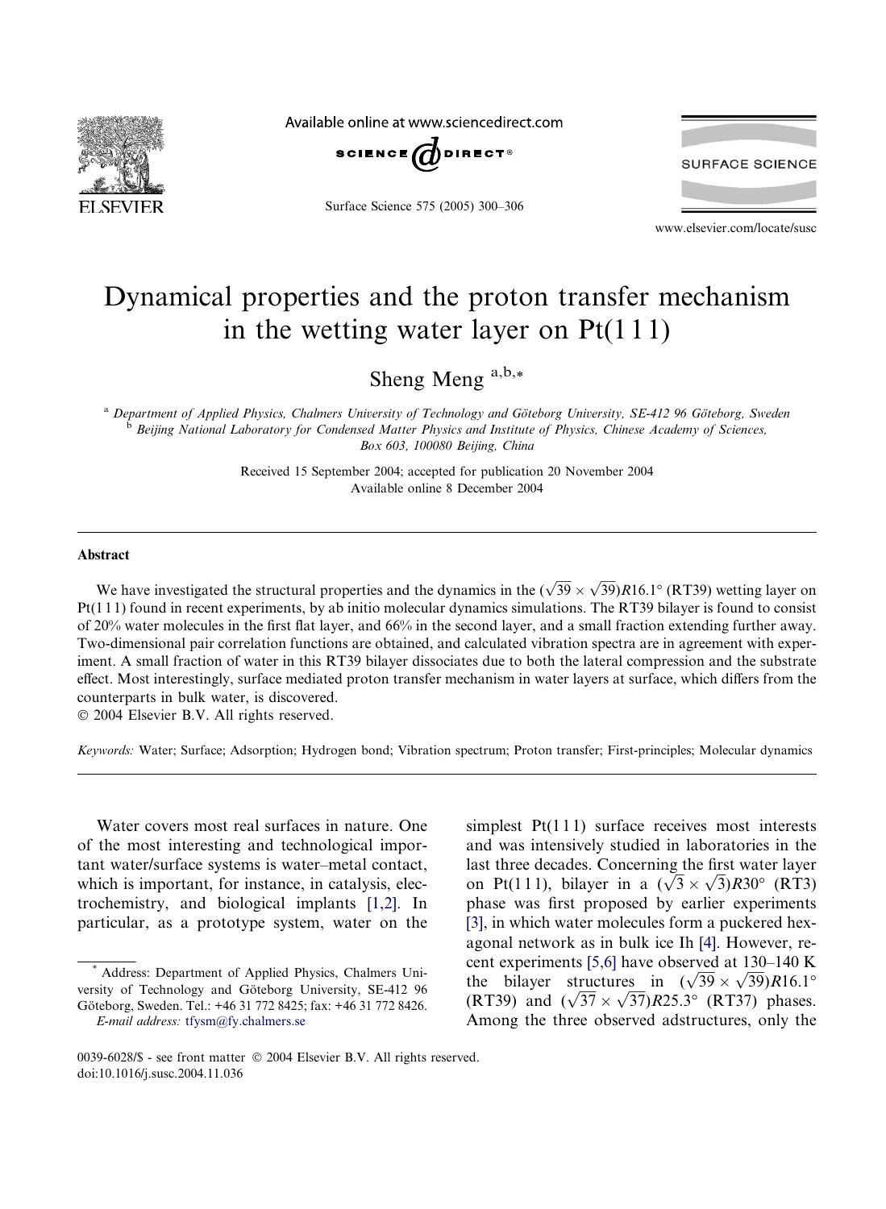# Dynamical properties and the proton transfer mechanism in the wetting water layer on Pt(1 1 1)

Sheng Meng [a,b,*]

[a] Department of Applied Physics, Chalmers University of Technology and Göteborg University, SE-412 96 Göteborg, Sweden
[b] Beijing National Laboratory for Condensed Matter Physics and Institute of Physics, Chinese Academy of Sciences, Box 603, 100080 Beijing, China

Received 15 September 2004; accepted for publication 20 November 2004
Available online 8 December 2004

## Abstract

We have investigated the structural properties and the dynamics in the $(\sqrt{39} \times \sqrt{39})R16.1^\circ$ (RT39) wetting layer on Pt(1 1 1) found in recent experiments, by ab initio molecular dynamics simulations. The RT39 bilayer is found to consist of 20% water molecules in the first flat layer, and 66% in the second layer, and a small fraction extending further away. Two-dimensional pair correlation functions are obtained, and calculated vibration spectra are in agreement with experiment. A small fraction of water in this RT39 bilayer dissociates due to both the lateral compression and the substrate effect. Most interestingly, surface mediated proton transfer mechanism in water layers at surface, which differs from the counterparts in bulk water, is discovered.

© 2004 Elsevier B.V. All rights reserved.

*Keywords:* Water; Surface; Adsorption; Hydrogen bond; Vibration spectrum; Proton transfer; First-principles; Molecular dynamics

Water covers most real surfaces in nature. One of the most interesting and technological important water/surface systems is water–metal contact, which is important, for instance, in catalysis, electrochemistry, and biological implants [1,2]. In particular, as a prototype system, water on the simplest Pt(1 1 1) surface receives most interests and was intensively studied in laboratories in the last three decades. Concerning the first water layer on Pt(1 1 1), bilayer in a $(\sqrt{3} \times \sqrt{3})R30^\circ$ (RT3) phase was first proposed by earlier experiments [3], in which water molecules form a puckered hexagonal network as in bulk ice Ih [4]. However, recent experiments [5,6] have observed at 130–140 K the bilayer structures in $(\sqrt{39} \times \sqrt{39})R16.1^\circ$ (RT39) and $(\sqrt{37} \times \sqrt{37})R25.3^\circ$ (RT37) phases. Among the three observed adstructures, only the

\* Address: Department of Applied Physics, Chalmers University of Technology and Göteborg University, SE-412 96 Göteborg, Sweden. Tel.: +46 31 772 8425; fax: +46 31 772 8426.
*E-mail address:* tfysm@fy.chalmers.se

0039-6028/$ - see front matter © 2004 Elsevier B.V. All rights reserved.
doi:10.1016/j.susc.2004.11.036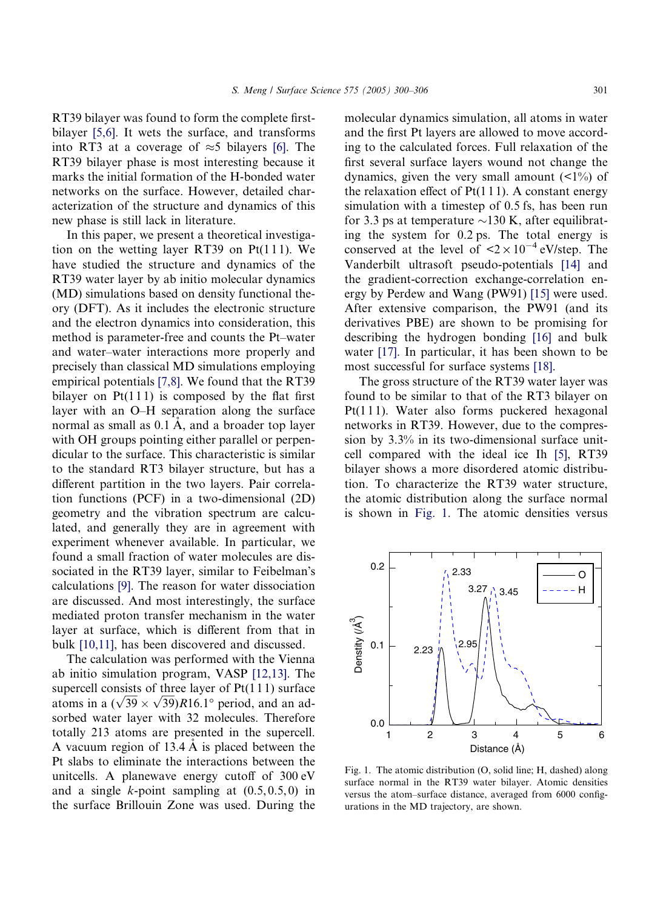RT39 bilayer was found to form the complete first-bilayer [5,6]. It wets the surface, and transforms into RT3 at a coverage of ≈5 bilayers [6]. The RT39 bilayer phase is most interesting because it marks the initial formation of the H-bonded water networks on the surface. However, detailed characterization of the structure and dynamics of this new phase is still lack in literature.

In this paper, we present a theoretical investigation on the wetting layer RT39 on Pt(111). We have studied the structure and dynamics of the RT39 water layer by ab initio molecular dynamics (MD) simulations based on density functional theory (DFT). As it includes the electronic structure and the electron dynamics into consideration, this method is parameter-free and counts the Pt–water and water–water interactions more properly and precisely than classical MD simulations employing empirical potentials [7,8]. We found that the RT39 bilayer on Pt(111) is composed by the flat first layer with an O–H separation along the surface normal as small as 0.1 Å, and a broader top layer with OH groups pointing either parallel or perpendicular to the surface. This characteristic is similar to the standard RT3 bilayer structure, but has a different partition in the two layers. Pair correlation functions (PCF) in a two-dimensional (2D) geometry and the vibration spectrum are calculated, and generally they are in agreement with experiment whenever available. In particular, we found a small fraction of water molecules are dissociated in the RT39 layer, similar to Feibelman's calculations [9]. The reason for water dissociation are discussed. And most interestingly, the surface mediated proton transfer mechanism in the water layer at surface, which is different from that in bulk [10,11], has been discovered and discussed.

The calculation was performed with the Vienna ab initio simulation program, VASP [12,13]. The supercell consists of three layer of Pt(111) surface atoms in a $(\sqrt{39} \times \sqrt{39})R16.1^\circ$ period, and an adsorbed water layer with 32 molecules. Therefore totally 213 atoms are presented in the supercell. A vacuum region of 13.4 Å is placed between the Pt slabs to eliminate the interactions between the unitcells. A planewave energy cutoff of 300 eV and a single $k$-point sampling at $(0.5, 0.5, 0)$ in the surface Brillouin Zone was used. During the molecular dynamics simulation, all atoms in water and the first Pt layers are allowed to move according to the calculated forces. Full relaxation of the first several surface layers wound not change the dynamics, given the very small amount (<1%) of the relaxation effect of Pt(111). A constant energy simulation with a timestep of 0.5 fs, has been run for 3.3 ps at temperature ∼130 K, after equilibrating the system for 0.2 ps. The total energy is conserved at the level of $<2 \times 10^{-4}$ eV/step. The Vanderbilt ultrasoft pseudo-potentials [14] and the gradient-correction exchange-correlation energy by Perdew and Wang (PW91) [15] were used. After extensive comparison, the PW91 (and its derivatives PBE) are shown to be promising for describing the hydrogen bonding [16] and bulk water [17]. In particular, it has been shown to be most successful for surface systems [18].

The gross structure of the RT39 water layer was found to be similar to that of the RT3 bilayer on Pt(111). Water also forms puckered hexagonal networks in RT39. However, due to the compression by 3.3% in its two-dimensional surface unitcell compared with the ideal ice Ih [5], RT39 bilayer shows a more disordered atomic distribution. To characterize the RT39 water structure, the atomic distribution along the surface normal is shown in Fig. 1. The atomic densities versus

Fig. 1. The atomic distribution (O, solid line; H, dashed) along surface normal in the RT39 water bilayer. Atomic densities versus the atom–surface distance, averaged from 6000 configurations in the MD trajectory, are shown.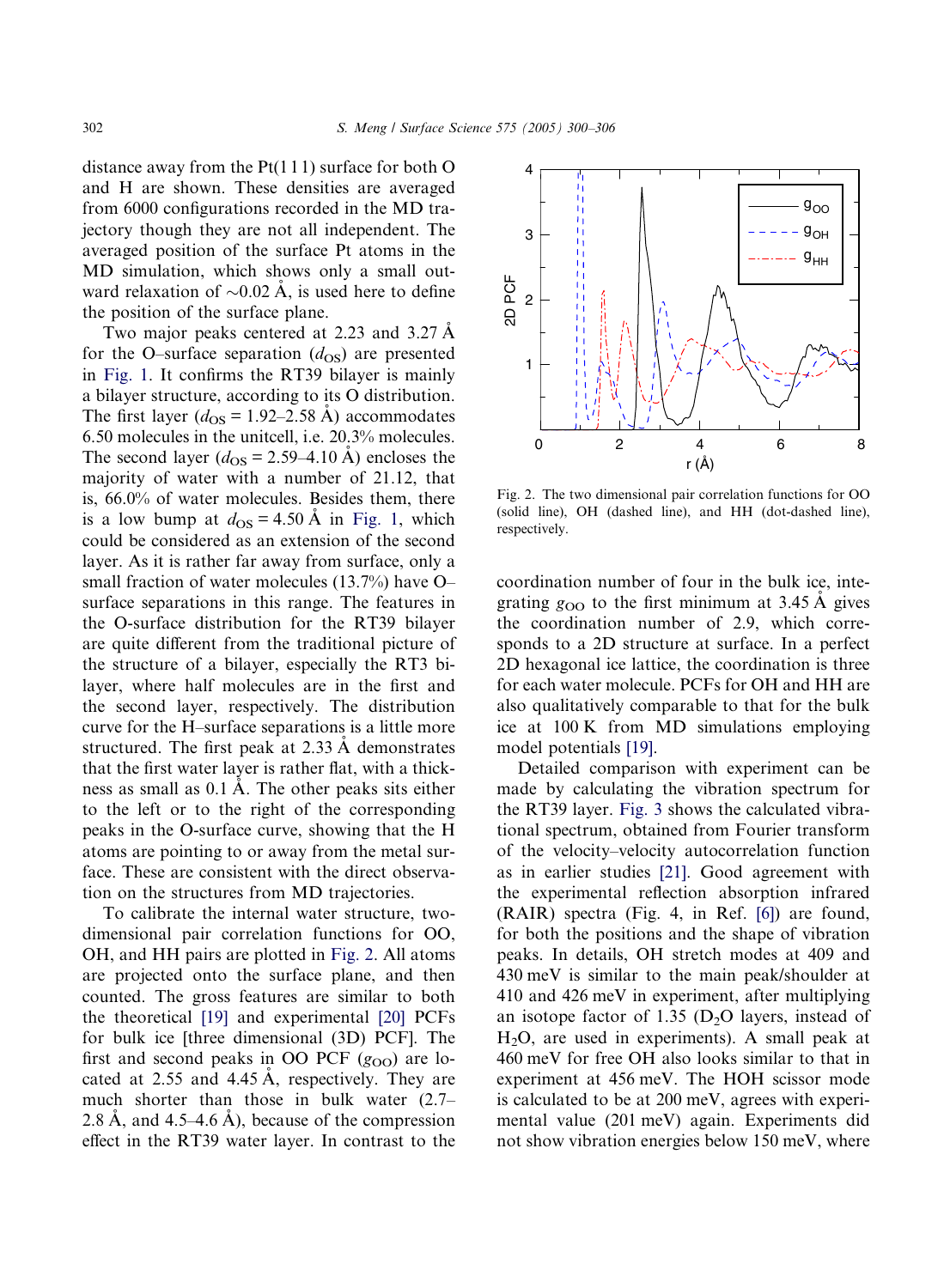distance away from the Pt(1 1 1) surface for both O and H are shown. These densities are averaged from 6000 configurations recorded in the MD trajectory though they are not all independent. The averaged position of the surface Pt atoms in the MD simulation, which shows only a small outward relaxation of ∼0.02 Å, is used here to define the position of the surface plane.

Two major peaks centered at 2.23 and 3.27 Å for the O–surface separation ($d_{OS}$) are presented in Fig. 1. It confirms the RT39 bilayer is mainly a bilayer structure, according to its O distribution. The first layer ($d_{OS}$ = 1.92–2.58 Å) accommodates 6.50 molecules in the unitcell, i.e. 20.3% molecules. The second layer ($d_{OS}$ = 2.59–4.10 Å) encloses the majority of water with a number of 21.12, that is, 66.0% of water molecules. Besides them, there is a low bump at $d_{OS}$ = 4.50 Å in Fig. 1, which could be considered as an extension of the second layer. As it is rather far away from surface, only a small fraction of water molecules (13.7%) have O–surface separations in this range. The features in the O-surface distribution for the RT39 bilayer are quite different from the traditional picture of the structure of a bilayer, especially the RT3 bilayer, where half molecules are in the first and the second layer, respectively. The distribution curve for the H–surface separations is a little more structured. The first peak at 2.33 Å demonstrates that the first water layer is rather flat, with a thickness as small as 0.1 Å. The other peaks sits either to the left or to the right of the corresponding peaks in the O-surface curve, showing that the H atoms are pointing to or away from the metal surface. These are consistent with the direct observation on the structures from MD trajectories.

To calibrate the internal water structure, two-dimensional pair correlation functions for OO, OH, and HH pairs are plotted in Fig. 2. All atoms are projected onto the surface plane, and then counted. The gross features are similar to both the theoretical [19] and experimental [20] PCFs for bulk ice [three dimensional (3D) PCF]. The first and second peaks in OO PCF ($g_{OO}$) are located at 2.55 and 4.45 Å, respectively. They are much shorter than those in bulk water (2.7–2.8 Å, and 4.5–4.6 Å), because of the compression effect in the RT39 water layer. In contrast to the coordination number of four in the bulk ice, integrating $g_{OO}$ to the first minimum at 3.45 Å gives the coordination number of 2.9, which corresponds to a 2D structure at surface. In a perfect 2D hexagonal ice lattice, the coordination is three for each water molecule. PCFs for OH and HH are also qualitatively comparable to that for the bulk ice at 100 K from MD simulations employing model potentials [19].

Fig. 2. The two dimensional pair correlation functions for OO (solid line), OH (dashed line), and HH (dot-dashed line), respectively.

Detailed comparison with experiment can be made by calculating the vibration spectrum for the RT39 layer. Fig. 3 shows the calculated vibrational spectrum, obtained from Fourier transform of the velocity–velocity autocorrelation function as in earlier studies [21]. Good agreement with the experimental reflection absorption infrared (RAIR) spectra (Fig. 4, in Ref. [6]) are found, for both the positions and the shape of vibration peaks. In details, OH stretch modes at 409 and 430 meV is similar to the main peak/shoulder at 410 and 426 meV in experiment, after multiplying an isotope factor of 1.35 ($D_2O$ layers, instead of $H_2O$, are used in experiments). A small peak at 460 meV for free OH also looks similar to that in experiment at 456 meV. The HOH scissor mode is calculated to be at 200 meV, agrees with experimental value (201 meV) again. Experiments did not show vibration energies below 150 meV, where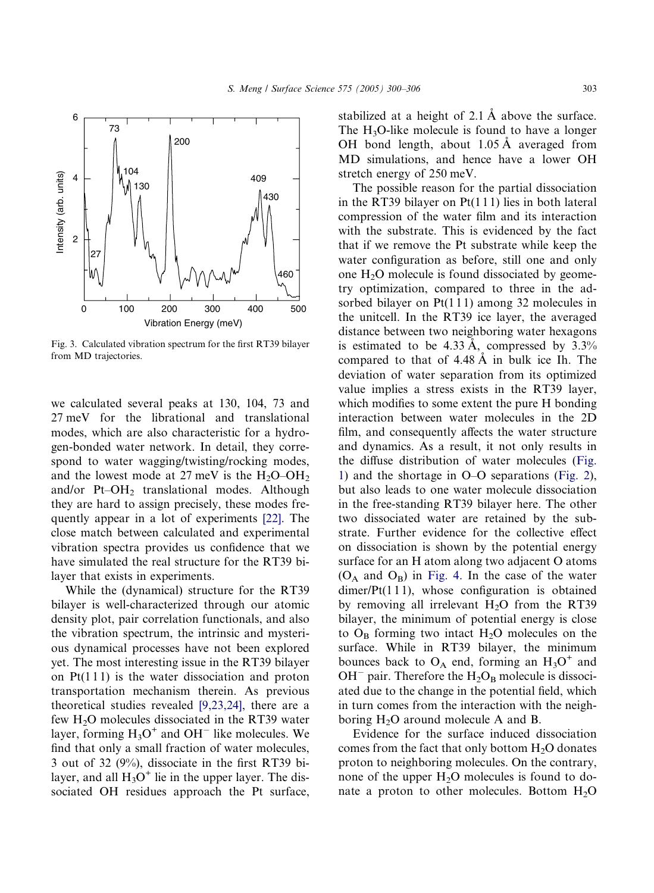Fig. 3. Calculated vibration spectrum for the first RT39 bilayer from MD trajectories.

we calculated several peaks at 130, 104, 73 and 27 meV for the librational and translational modes, which are also characteristic for a hydrogen-bonded water network. In detail, they correspond to water wagging/twisting/rocking modes, and the lowest mode at 27 meV is the $H_2O$–$OH_2$ and/or Pt–$OH_2$ translational modes. Although they are hard to assign precisely, these modes frequently appear in a lot of experiments [22]. The close match between calculated and experimental vibration spectra provides us confidence that we have simulated the real structure for the RT39 bilayer that exists in experiments.

While the (dynamical) structure for the RT39 bilayer is well-characterized through our atomic density plot, pair correlation functionals, and also the vibration spectrum, the intrinsic and mysterious dynamical processes have not been explored yet. The most interesting issue in the RT39 bilayer on Pt(111) is the water dissociation and proton transportation mechanism therein. As previous theoretical studies revealed [9,23,24], there are a few $H_2O$ molecules dissociated in the RT39 water layer, forming $H_3O^+$ and $OH^-$ like molecules. We find that only a small fraction of water molecules, 3 out of 32 (9%), dissociate in the first RT39 bilayer, and all $H_3O^+$ lie in the upper layer. The dissociated OH residues approach the Pt surface, stabilized at a height of 2.1 Å above the surface. The $H_3O$-like molecule is found to have a longer OH bond length, about 1.05 Å averaged from MD simulations, and hence have a lower OH stretch energy of 250 meV.

The possible reason for the partial dissociation in the RT39 bilayer on Pt(111) lies in both lateral compression of the water film and its interaction with the substrate. This is evidenced by the fact that if we remove the Pt substrate while keep the water configuration as before, still one and only one $H_2O$ molecule is found dissociated by geometry optimization, compared to three in the adsorbed bilayer on Pt(111) among 32 molecules in the unitcell. In the RT39 ice layer, the averaged distance between two neighboring water hexagons is estimated to be 4.33 Å, compressed by 3.3% compared to that of 4.48 Å in bulk ice Ih. The deviation of water separation from its optimized value implies a stress exists in the RT39 layer, which modifies to some extent the pure H bonding interaction between water molecules in the 2D film, and consequently affects the water structure and dynamics. As a result, it not only results in the diffuse distribution of water molecules (Fig. 1) and the shortage in O–O separations (Fig. 2), but also leads to one water molecule dissociation in the free-standing RT39 bilayer here. The other two dissociated water are retained by the substrate. Further evidence for the collective effect on dissociation is shown by the potential energy surface for an H atom along two adjacent O atoms ($O_A$ and $O_B$) in Fig. 4. In the case of the water dimer/Pt(111), whose configuration is obtained by removing all irrelevant $H_2O$ from the RT39 bilayer, the minimum of potential energy is close to $O_B$ forming two intact $H_2O$ molecules on the surface. While in RT39 bilayer, the minimum bounces back to $O_A$ end, forming an $H_3O^+$ and $OH^-$ pair. Therefore the $H_2O_B$ molecule is dissociated due to the change in the potential field, which in turn comes from the interaction with the neighboring $H_2O$ around molecule A and B.

Evidence for the surface induced dissociation comes from the fact that only bottom $H_2O$ donates proton to neighboring molecules. On the contrary, none of the upper $H_2O$ molecules is found to donate a proton to other molecules. Bottom $H_2O$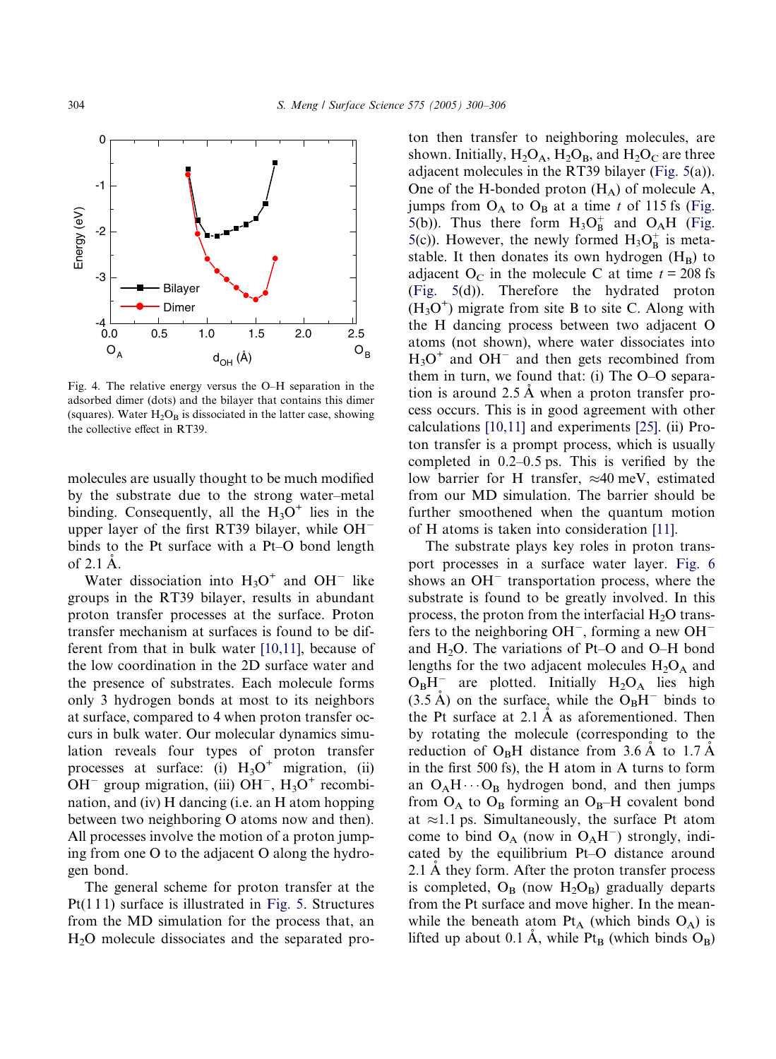Fig. 4. The relative energy versus the O–H separation in the adsorbed dimer (dots) and the bilayer that contains this dimer (squares). Water $H_2O_B$ is dissociated in the latter case, showing the collective effect in RT39.

molecules are usually thought to be much modified by the substrate due to the strong water–metal binding. Consequently, all the $H_3O^+$ lies in the upper layer of the first RT39 bilayer, while $OH^-$ binds to the Pt surface with a Pt–O bond length of 2.1 Å.

Water dissociation into $H_3O^+$ and $OH^-$ like groups in the RT39 bilayer, results in abundant proton transfer processes at the surface. Proton transfer mechanism at surfaces is found to be different from that in bulk water [10,11], because of the low coordination in the 2D surface water and the presence of substrates. Each molecule forms only 3 hydrogen bonds at most to its neighbors at surface, compared to 4 when proton transfer occurs in bulk water. Our molecular dynamics simulation reveals four types of proton transfer processes at surface: (i) $H_3O^+$ migration, (ii) $OH^-$ group migration, (iii) $OH^-$, $H_3O^+$ recombination, and (iv) H dancing (i.e. an H atom hopping between two neighboring O atoms now and then). All processes involve the motion of a proton jumping from one O to the adjacent O along the hydrogen bond.

The general scheme for proton transfer at the Pt(111) surface is illustrated in Fig. 5. Structures from the MD simulation for the process that, an $H_2O$ molecule dissociates and the separated proton then transfer to neighboring molecules, are shown. Initially, $H_2O_A$, $H_2O_B$, and $H_2O_C$ are three adjacent molecules in the RT39 bilayer (Fig. 5(a)). One of the H-bonded proton ($H_A$) of molecule A, jumps from $O_A$ to $O_B$ at a time $t$ of 115 fs (Fig. 5(b)). Thus there form $H_3O_B^+$ and $O_AH$ (Fig. 5(c)). However, the newly formed $H_3O_B^+$ is metastable. It then donates its own hydrogen ($H_B$) to adjacent $O_C$ in the molecule C at time $t = 208$ fs (Fig. 5(d)). Therefore the hydrated proton ($H_3O^+$) migrate from site B to site C. Along with the H dancing process between two adjacent O atoms (not shown), where water dissociates into $H_3O^+$ and $OH^-$ and then gets recombined from them in turn, we found that: (i) The O–O separation is around 2.5 Å when a proton transfer process occurs. This is in good agreement with other calculations [10,11] and experiments [25]. (ii) Proton transfer is a prompt process, which is usually completed in 0.2–0.5 ps. This is verified by the low barrier for H transfer, $\approx$40 meV, estimated from our MD simulation. The barrier should be further smoothened when the quantum motion of H atoms is taken into consideration [11].

The substrate plays key roles in proton transport processes in a surface water layer. Fig. 6 shows an $OH^-$ transportation process, where the substrate is found to be greatly involved. In this process, the proton from the interfacial $H_2O$ transfers to the neighboring $OH^-$, forming a new $OH^-$ and $H_2O$. The variations of Pt–O and O–H bond lengths for the two adjacent molecules $H_2O_A$ and $O_BH^-$ are plotted. Initially $H_2O_A$ lies high (3.5 Å) on the surface, while the $O_BH^-$ binds to the Pt surface at 2.1 Å as aforementioned. Then by rotating the molecule (corresponding to the reduction of $O_BH$ distance from 3.6 Å to 1.7 Å in the first 500 fs), the H atom in A turns to form an $O_AH \cdots O_B$ hydrogen bond, and then jumps from $O_A$ to $O_B$ forming an $O_B$–H covalent bond at $\approx$1.1 ps. Simultaneously, the surface Pt atom come to bind $O_A$ (now in $O_AH^-$) strongly, indicated by the equilibrium Pt–O distance around 2.1 Å they form. After the proton transfer process is completed, $O_B$ (now $H_2O_B$) gradually departs from the Pt surface and move higher. In the meanwhile the beneath atom $Pt_A$ (which binds $O_A$) is lifted up about 0.1 Å, while $Pt_B$ (which binds $O_B$)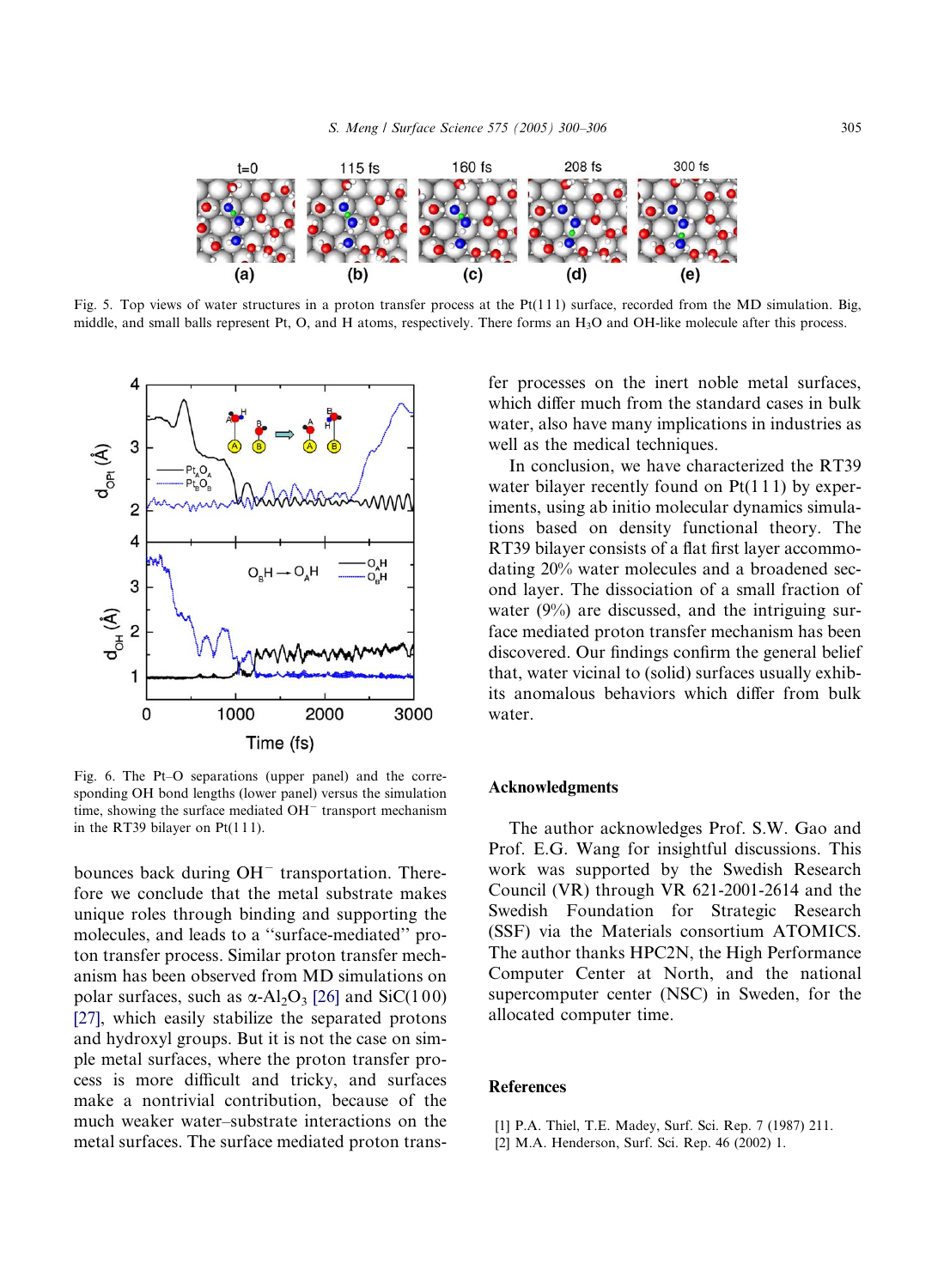Fig. 5. Top views of water structures in a proton transfer process at the Pt(1 1 1) surface, recorded from the MD simulation. Big, middle, and small balls represent Pt, O, and H atoms, respectively. There forms an $H_3O$ and OH-like molecule after this process.

Fig. 6. The Pt–O separations (upper panel) and the corresponding OH bond lengths (lower panel) versus the simulation time, showing the surface mediated $OH^-$ transport mechanism in the RT39 bilayer on Pt(1 1 1).

bounces back during $OH^-$ transportation. Therefore we conclude that the metal substrate makes unique roles through binding and supporting the molecules, and leads to a "surface-mediated" proton transfer process. Similar proton transfer mechanism has been observed from MD simulations on polar surfaces, such as $\alpha$-$Al_2O_3$ [26] and SiC(1 0 0) [27], which easily stabilize the separated protons and hydroxyl groups. But it is not the case on simple metal surfaces, where the proton transfer process is more difficult and tricky, and surfaces make a nontrivial contribution, because of the much weaker water–substrate interactions on the metal surfaces. The surface mediated proton transfer processes on the inert noble metal surfaces, which differ much from the standard cases in bulk water, also have many implications in industries as well as the medical techniques.

In conclusion, we have characterized the RT39 water bilayer recently found on Pt(1 1 1) by experiments, using ab initio molecular dynamics simulations based on density functional theory. The RT39 bilayer consists of a flat first layer accommodating 20% water molecules and a broadened second layer. The dissociation of a small fraction of water (9%) are discussed, and the intriguing surface mediated proton transfer mechanism has been discovered. Our findings confirm the general belief that, water vicinal to (solid) surfaces usually exhibits anomalous behaviors which differ from bulk water.

## Acknowledgments

The author acknowledges Prof. S.W. Gao and Prof. E.G. Wang for insightful discussions. This work was supported by the Swedish Research Council (VR) through VR 621-2001-2614 and the Swedish Foundation for Strategic Research (SSF) via the Materials consortium ATOMICS. The author thanks HPC2N, the High Performance Computer Center at North, and the national supercomputer center (NSC) in Sweden, for the allocated computer time.

## References

[1] P.A. Thiel, T.E. Madey, Surf. Sci. Rep. 7 (1987) 211.
[2] M.A. Henderson, Surf. Sci. Rep. 46 (2002) 1.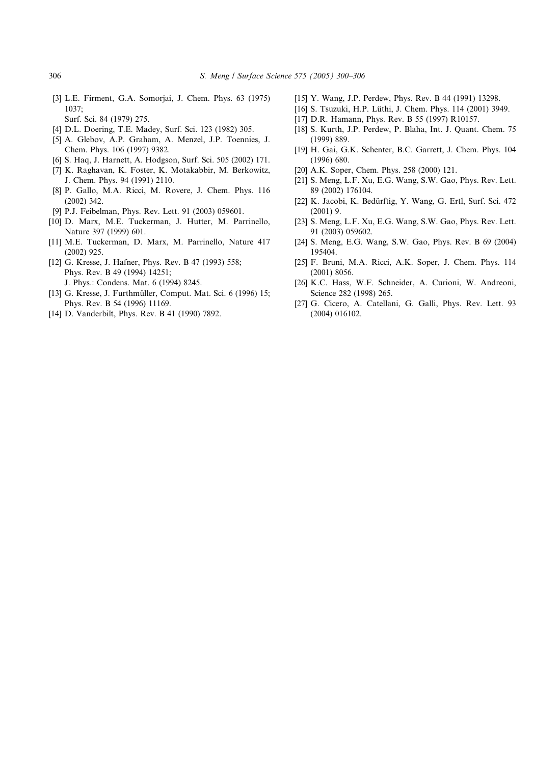[3] L.E. Firment, G.A. Somorjai, J. Chem. Phys. 63 (1975) 1037;
Surf. Sci. 84 (1979) 275.

[4] D.L. Doering, T.E. Madey, Surf. Sci. 123 (1982) 305.

[5] A. Glebov, A.P. Graham, A. Menzel, J.P. Toennies, J. Chem. Phys. 106 (1997) 9382.

[6] S. Haq, J. Harnett, A. Hodgson, Surf. Sci. 505 (2002) 171.

[7] K. Raghavan, K. Foster, K. Motakabbir, M. Berkowitz, J. Chem. Phys. 94 (1991) 2110.

[8] P. Gallo, M.A. Ricci, M. Rovere, J. Chem. Phys. 116 (2002) 342.

[9] P.J. Feibelman, Phys. Rev. Lett. 91 (2003) 059601.

[10] D. Marx, M.E. Tuckerman, J. Hutter, M. Parrinello, Nature 397 (1999) 601.

[11] M.E. Tuckerman, D. Marx, M. Parrinello, Nature 417 (2002) 925.

[12] G. Kresse, J. Hafner, Phys. Rev. B 47 (1993) 558;
Phys. Rev. B 49 (1994) 14251;
J. Phys.: Condens. Mat. 6 (1994) 8245.

[13] G. Kresse, J. Furthmüller, Comput. Mat. Sci. 6 (1996) 15;
Phys. Rev. B 54 (1996) 11169.

[14] D. Vanderbilt, Phys. Rev. B 41 (1990) 7892.

[15] Y. Wang, J.P. Perdew, Phys. Rev. B 44 (1991) 13298.

[16] S. Tsuzuki, H.P. Lüthi, J. Chem. Phys. 114 (2001) 3949.

[17] D.R. Hamann, Phys. Rev. B 55 (1997) R10157.

[18] S. Kurth, J.P. Perdew, P. Blaha, Int. J. Quant. Chem. 75 (1999) 889.

[19] H. Gai, G.K. Schenter, B.C. Garrett, J. Chem. Phys. 104 (1996) 680.

[20] A.K. Soper, Chem. Phys. 258 (2000) 121.

[21] S. Meng, L.F. Xu, E.G. Wang, S.W. Gao, Phys. Rev. Lett. 89 (2002) 176104.

[22] K. Jacobi, K. Bedürftig, Y. Wang, G. Ertl, Surf. Sci. 472 (2001) 9.

[23] S. Meng, L.F. Xu, E.G. Wang, S.W. Gao, Phys. Rev. Lett. 91 (2003) 059602.

[24] S. Meng, E.G. Wang, S.W. Gao, Phys. Rev. B 69 (2004) 195404.

[25] F. Bruni, M.A. Ricci, A.K. Soper, J. Chem. Phys. 114 (2001) 8056.

[26] K.C. Hass, W.F. Schneider, A. Curioni, W. Andreoni, Science 282 (1998) 265.

[27] G. Cicero, A. Catellani, G. Galli, Phys. Rev. Lett. 93 (2004) 016102.